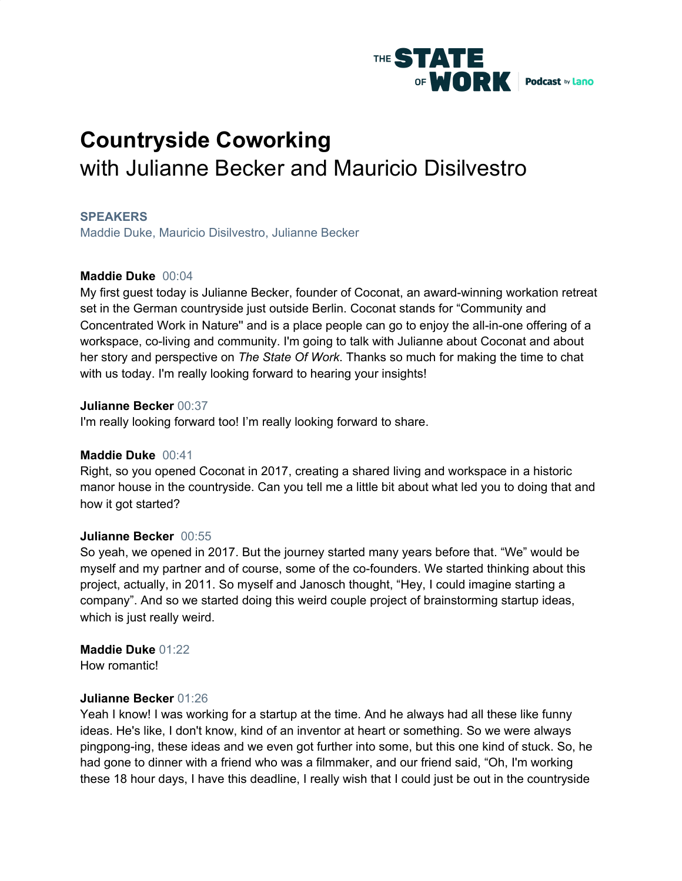# Countryside Coworking

with Julianne Becker and Mauricio Disilvestro

**SPEAKERS**

Maddie Duke, Mauricio Disilvestro, Julianne Becker

**Maddie Duke** 00:04

My first guest today is Julianne Becker, founder of Coconat, an award-winning workation retreat set in the German countryside just outside Berlin. Coconat stands for "Community and Concentrated Work in Nature" and is a place people can go to enjoy the all-in-one offering of a workspace, co-living and community. I'm going to talk with Julianne about Coconat and about her story and perspective on *The State Of Work*. Thanks so much for making the time to chat with us today. I'm really looking forward to hearing your insights!

**Julianne Becker** 00:37

I'm really looking forward too! I'm really looking forward to share.

**Maddie Duke** 00:41

Right, so you opened Coconat in 2017, creating a shared living and workspace in a historic manor house in the countryside. Can you tell me a little bit about what led you to doing that and how it got started?

**Julianne Becker** 00:55

So yeah, we opened in 2017. But the journey started many years before that. "We" would be myself and my partner and of course, some of the co-founders. We started thinking about this project, actually, in 2011. So myself and Janosch thought, "Hey, I could imagine starting a company". And so we started doing this weird couple project of brainstorming startup ideas, which is just really weird.

**Maddie Duke** 01:22

How romantic!

**Julianne Becker** 01:26

Yeah I know! I was working for a startup at the time. And he always had all these like funny ideas. He's like, I don't know, kind of an inventor at heart or something. So we were always pingpong-ing, these ideas and we even got further into some, but this one kind of stuck. So, he had gone to dinner with a friend who was a filmmaker, and our friend said, "Oh, I'm working these 18 hour days, I have this deadline, I really wish that I could just be out in the countryside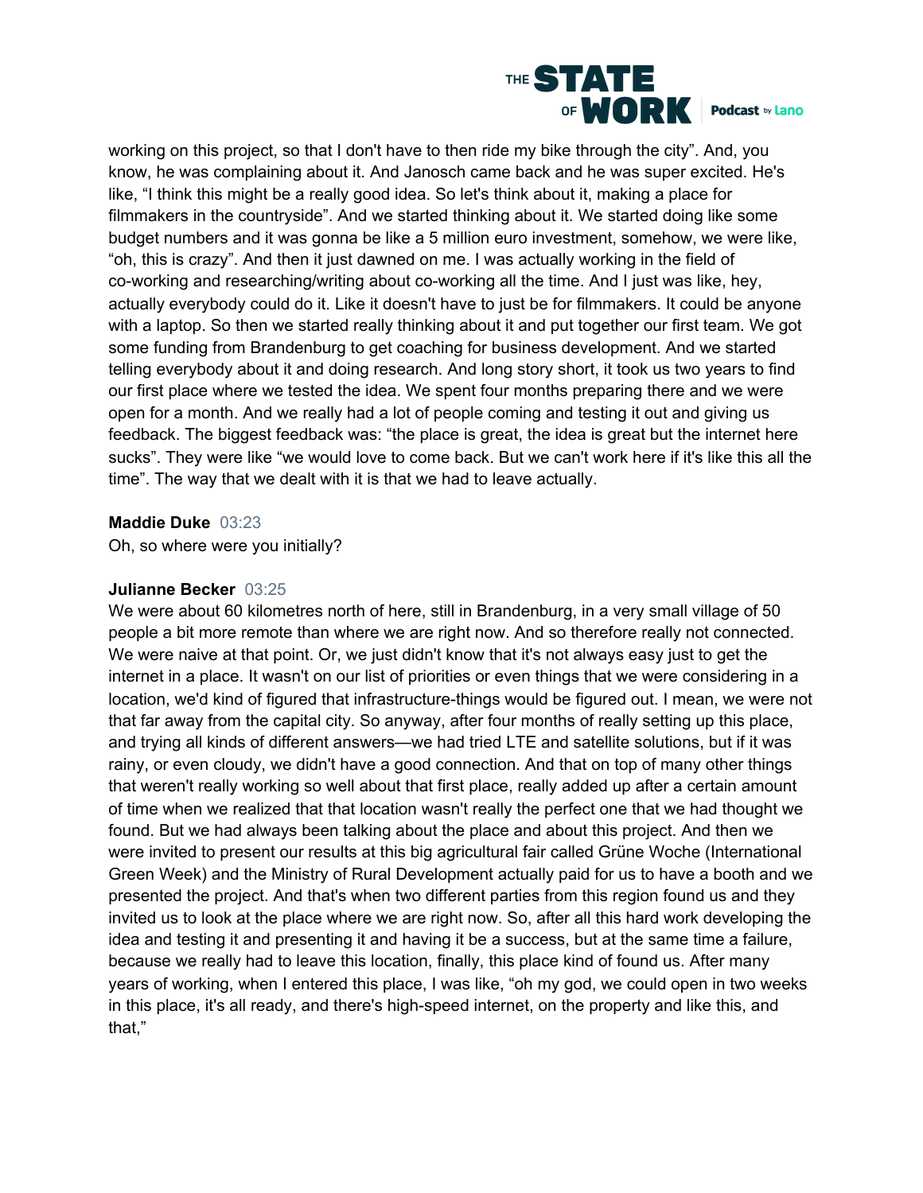working on this project, so that I don't have to then ride my bike through the city". And, you know, he was complaining about it. And Janosch came back and he was super excited. He's like, "I think this might be a really good idea. So let's think about it, making a place for filmmakers in the countryside". And we started thinking about it. We started doing like some budget numbers and it was gonna be like a 5 million euro investment, somehow, we were like, "oh, this is crazy". And then it just dawned on me. I was actually working in the field of co-working and researching/writing about co-working all the time. And I just was like, hey, actually everybody could do it. Like it doesn't have to just be for filmmakers. It could be anyone with a laptop. So then we started really thinking about it and put together our first team. We got some funding from Brandenburg to get coaching for business development. And we started telling everybody about it and doing research. And long story short, it took us two years to find our first place where we tested the idea. We spent four months preparing there and we were open for a month. And we really had a lot of people coming and testing it out and giving us feedback. The biggest feedback was: "the place is great, the idea is great but the internet here sucks". They were like "we would love to come back. But we can't work here if it's like this all the time". The way that we dealt with it is that we had to leave actually.

**Maddie Duke** 03:23
Oh, so where were you initially?

**Julianne Becker** 03:25
We were about 60 kilometres north of here, still in Brandenburg, in a very small village of 50 people a bit more remote than where we are right now. And so therefore really not connected. We were naive at that point. Or, we just didn't know that it's not always easy just to get the internet in a place. It wasn't on our list of priorities or even things that we were considering in a location, we'd kind of figured that infrastructure-things would be figured out. I mean, we were not that far away from the capital city. So anyway, after four months of really setting up this place, and trying all kinds of different answers—we had tried LTE and satellite solutions, but if it was rainy, or even cloudy, we didn't have a good connection. And that on top of many other things that weren't really working so well about that first place, really added up after a certain amount of time when we realized that that location wasn't really the perfect one that we had thought we found. But we had always been talking about the place and about this project. And then we were invited to present our results at this big agricultural fair called Grüne Woche (International Green Week) and the Ministry of Rural Development actually paid for us to have a booth and we presented the project. And that's when two different parties from this region found us and they invited us to look at the place where we are right now. So, after all this hard work developing the idea and testing it and presenting it and having it be a success, but at the same time a failure, because we really had to leave this location, finally, this place kind of found us. After many years of working, when I entered this place, I was like, "oh my god, we could open in two weeks in this place, it's all ready, and there's high-speed internet, on the property and like this, and that,"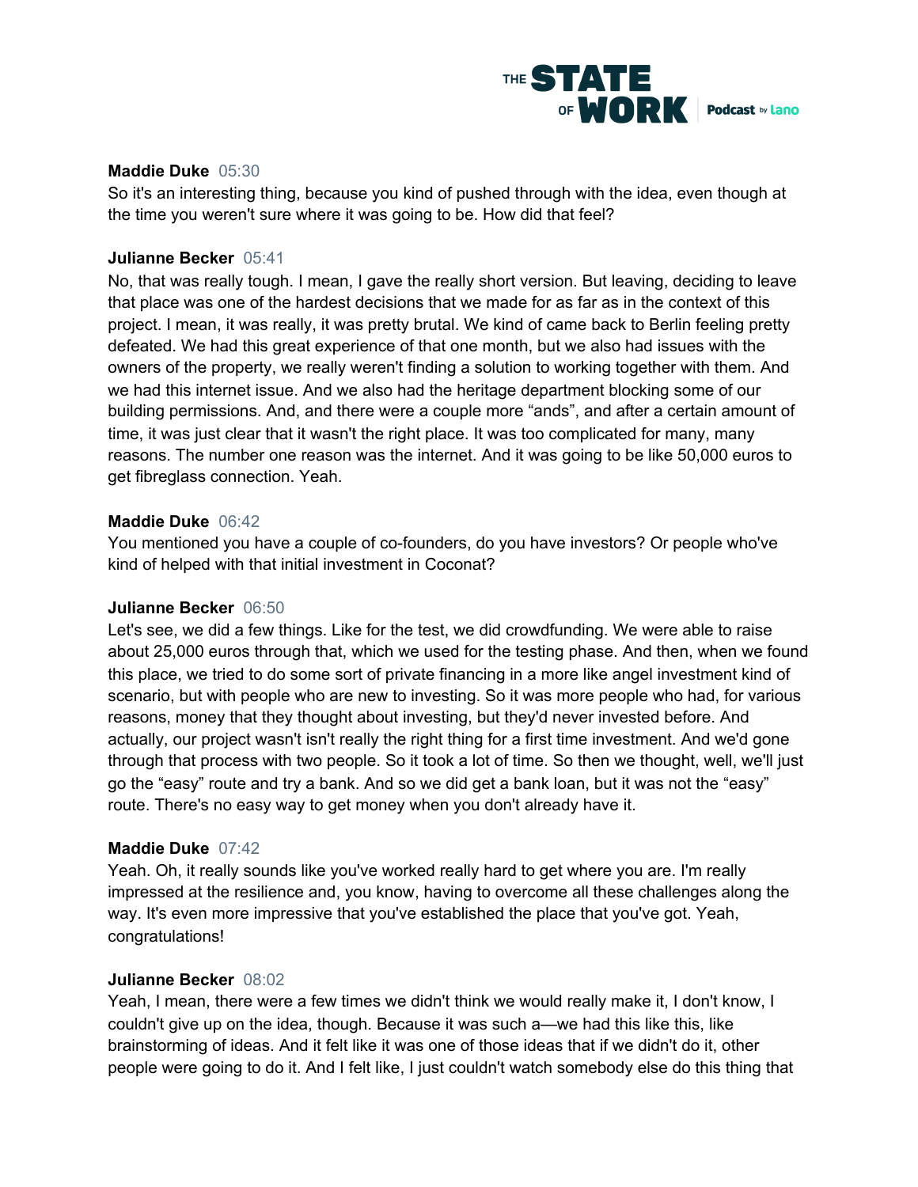**Maddie Duke** 05:30
So it's an interesting thing, because you kind of pushed through with the idea, even though at the time you weren't sure where it was going to be. How did that feel?

**Julianne Becker** 05:41
No, that was really tough. I mean, I gave the really short version. But leaving, deciding to leave that place was one of the hardest decisions that we made for as far as in the context of this project. I mean, it was really, it was pretty brutal. We kind of came back to Berlin feeling pretty defeated. We had this great experience of that one month, but we also had issues with the owners of the property, we really weren't finding a solution to working together with them. And we had this internet issue. And we also had the heritage department blocking some of our building permissions. And, and there were a couple more "ands", and after a certain amount of time, it was just clear that it wasn't the right place. It was too complicated for many, many reasons. The number one reason was the internet. And it was going to be like 50,000 euros to get fibreglass connection. Yeah.

**Maddie Duke** 06:42
You mentioned you have a couple of co-founders, do you have investors? Or people who've kind of helped with that initial investment in Coconat?

**Julianne Becker** 06:50
Let's see, we did a few things. Like for the test, we did crowdfunding. We were able to raise about 25,000 euros through that, which we used for the testing phase. And then, when we found this place, we tried to do some sort of private financing in a more like angel investment kind of scenario, but with people who are new to investing. So it was more people who had, for various reasons, money that they thought about investing, but they'd never invested before. And actually, our project wasn't isn't really the right thing for a first time investment. And we'd gone through that process with two people. So it took a lot of time. So then we thought, well, we'll just go the "easy" route and try a bank. And so we did get a bank loan, but it was not the "easy" route. There's no easy way to get money when you don't already have it.

**Maddie Duke** 07:42
Yeah. Oh, it really sounds like you've worked really hard to get where you are. I'm really impressed at the resilience and, you know, having to overcome all these challenges along the way. It's even more impressive that you've established the place that you've got. Yeah, congratulations!

**Julianne Becker** 08:02
Yeah, I mean, there were a few times we didn't think we would really make it, I don't know, I couldn't give up on the idea, though. Because it was such a—we had this like this, like brainstorming of ideas. And it felt like it was one of those ideas that if we didn't do it, other people were going to do it. And I felt like, I just couldn't watch somebody else do this thing that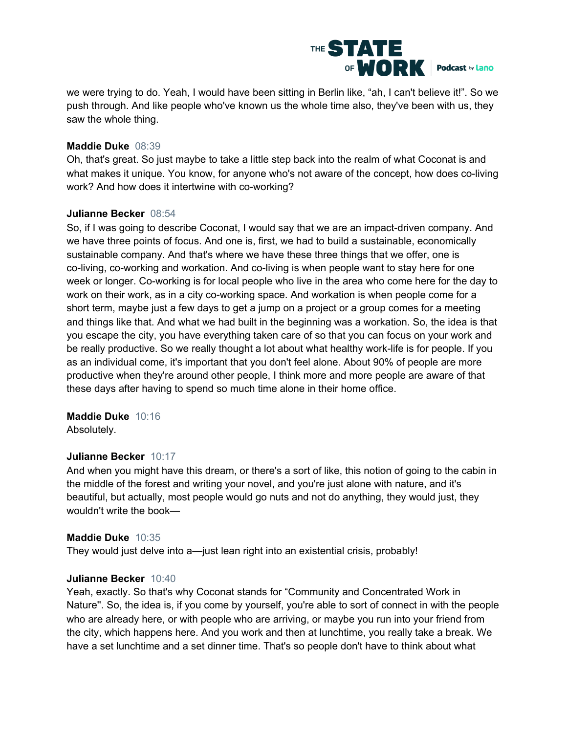we were trying to do. Yeah, I would have been sitting in Berlin like, “ah, I can't believe it!”. So we push through. And like people who've known us the whole time also, they've been with us, they saw the whole thing.

**Maddie Duke** 08:39
Oh, that's great. So just maybe to take a little step back into the realm of what Coconat is and what makes it unique. You know, for anyone who's not aware of the concept, how does co-living work? And how does it intertwine with co-working?

**Julianne Becker** 08:54
So, if I was going to describe Coconat, I would say that we are an impact-driven company. And we have three points of focus. And one is, first, we had to build a sustainable, economically sustainable company. And that's where we have these three things that we offer, one is co-living, co-working and workation. And co-living is when people want to stay here for one week or longer. Co-working is for local people who live in the area who come here for the day to work on their work, as in a city co-working space. And workation is when people come for a short term, maybe just a few days to get a jump on a project or a group comes for a meeting and things like that. And what we had built in the beginning was a workation. So, the idea is that you escape the city, you have everything taken care of so that you can focus on your work and be really productive. So we really thought a lot about what healthy work-life is for people. If you as an individual come, it's important that you don't feel alone. About 90% of people are more productive when they're around other people, I think more and more people are aware of that these days after having to spend so much time alone in their home office.

**Maddie Duke** 10:16
Absolutely.

**Julianne Becker** 10:17
And when you might have this dream, or there's a sort of like, this notion of going to the cabin in the middle of the forest and writing your novel, and you're just alone with nature, and it's beautiful, but actually, most people would go nuts and not do anything, they would just, they wouldn't write the book—

**Maddie Duke** 10:35
They would just delve into a—just lean right into an existential crisis, probably!

**Julianne Becker** 10:40
Yeah, exactly. So that's why Coconat stands for “Community and Concentrated Work in Nature". So, the idea is, if you come by yourself, you're able to sort of connect in with the people who are already here, or with people who are arriving, or maybe you run into your friend from the city, which happens here. And you work and then at lunchtime, you really take a break. We have a set lunchtime and a set dinner time. That's so people don't have to think about what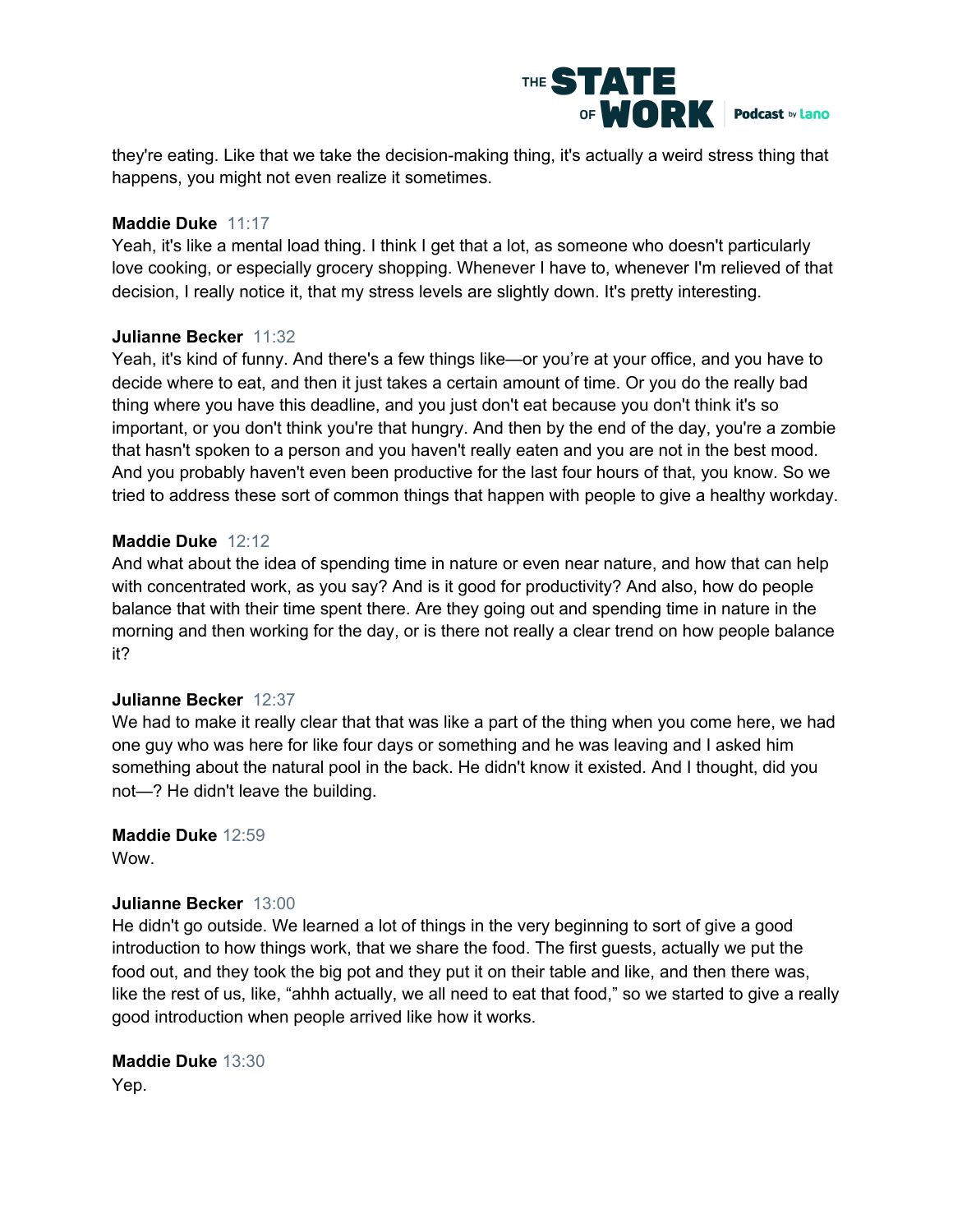they're eating. Like that we take the decision-making thing, it's actually a weird stress thing that happens, you might not even realize it sometimes.

**Maddie Duke** 11:17
Yeah, it's like a mental load thing. I think I get that a lot, as someone who doesn't particularly love cooking, or especially grocery shopping. Whenever I have to, whenever I'm relieved of that decision, I really notice it, that my stress levels are slightly down. It's pretty interesting.

**Julianne Becker** 11:32
Yeah, it's kind of funny. And there's a few things like—or you're at your office, and you have to decide where to eat, and then it just takes a certain amount of time. Or you do the really bad thing where you have this deadline, and you just don't eat because you don't think it's so important, or you don't think you're that hungry. And then by the end of the day, you're a zombie that hasn't spoken to a person and you haven't really eaten and you are not in the best mood. And you probably haven't even been productive for the last four hours of that, you know. So we tried to address these sort of common things that happen with people to give a healthy workday.

**Maddie Duke** 12:12
And what about the idea of spending time in nature or even near nature, and how that can help with concentrated work, as you say? And is it good for productivity? And also, how do people balance that with their time spent there. Are they going out and spending time in nature in the morning and then working for the day, or is there not really a clear trend on how people balance it?

**Julianne Becker** 12:37
We had to make it really clear that that was like a part of the thing when you come here, we had one guy who was here for like four days or something and he was leaving and I asked him something about the natural pool in the back. He didn't know it existed. And I thought, did you not—? He didn't leave the building.

**Maddie Duke** 12:59
Wow.

**Julianne Becker** 13:00
He didn't go outside. We learned a lot of things in the very beginning to sort of give a good introduction to how things work, that we share the food. The first guests, actually we put the food out, and they took the big pot and they put it on their table and like, and then there was, like the rest of us, like, "ahhh actually, we all need to eat that food," so we started to give a really good introduction when people arrived like how it works.

**Maddie Duke** 13:30
Yep.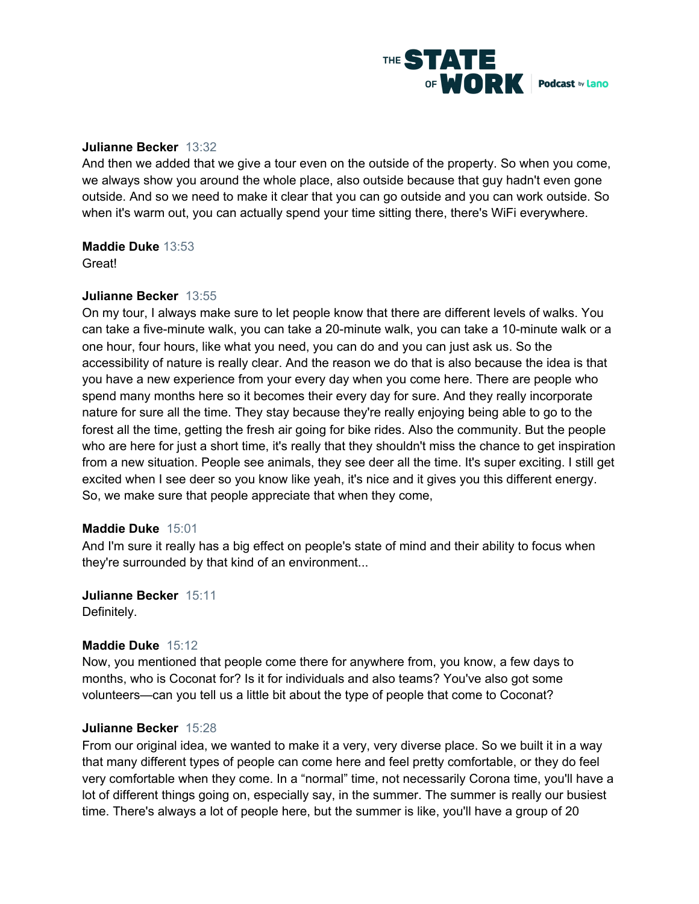**Julianne Becker** 13:32
And then we added that we give a tour even on the outside of the property. So when you come, we always show you around the whole place, also outside because that guy hadn't even gone outside. And so we need to make it clear that you can go outside and you can work outside. So when it's warm out, you can actually spend your time sitting there, there's WiFi everywhere.

**Maddie Duke** 13:53
Great!

**Julianne Becker** 13:55
On my tour, I always make sure to let people know that there are different levels of walks. You can take a five-minute walk, you can take a 20-minute walk, you can take a 10-minute walk or a one hour, four hours, like what you need, you can do and you can just ask us. So the accessibility of nature is really clear. And the reason we do that is also because the idea is that you have a new experience from your every day when you come here. There are people who spend many months here so it becomes their every day for sure. And they really incorporate nature for sure all the time. They stay because they're really enjoying being able to go to the forest all the time, getting the fresh air going for bike rides. Also the community. But the people who are here for just a short time, it's really that they shouldn't miss the chance to get inspiration from a new situation. People see animals, they see deer all the time. It's super exciting. I still get excited when I see deer so you know like yeah, it's nice and it gives you this different energy. So, we make sure that people appreciate that when they come,

**Maddie Duke** 15:01
And I'm sure it really has a big effect on people's state of mind and their ability to focus when they're surrounded by that kind of an environment...

**Julianne Becker** 15:11
Definitely.

**Maddie Duke** 15:12
Now, you mentioned that people come there for anywhere from, you know, a few days to months, who is Coconat for? Is it for individuals and also teams? You've also got some volunteers—can you tell us a little bit about the type of people that come to Coconat?

**Julianne Becker** 15:28
From our original idea, we wanted to make it a very, very diverse place. So we built it in a way that many different types of people can come here and feel pretty comfortable, or they do feel very comfortable when they come. In a "normal" time, not necessarily Corona time, you'll have a lot of different things going on, especially say, in the summer. The summer is really our busiest time. There's always a lot of people here, but the summer is like, you'll have a group of 20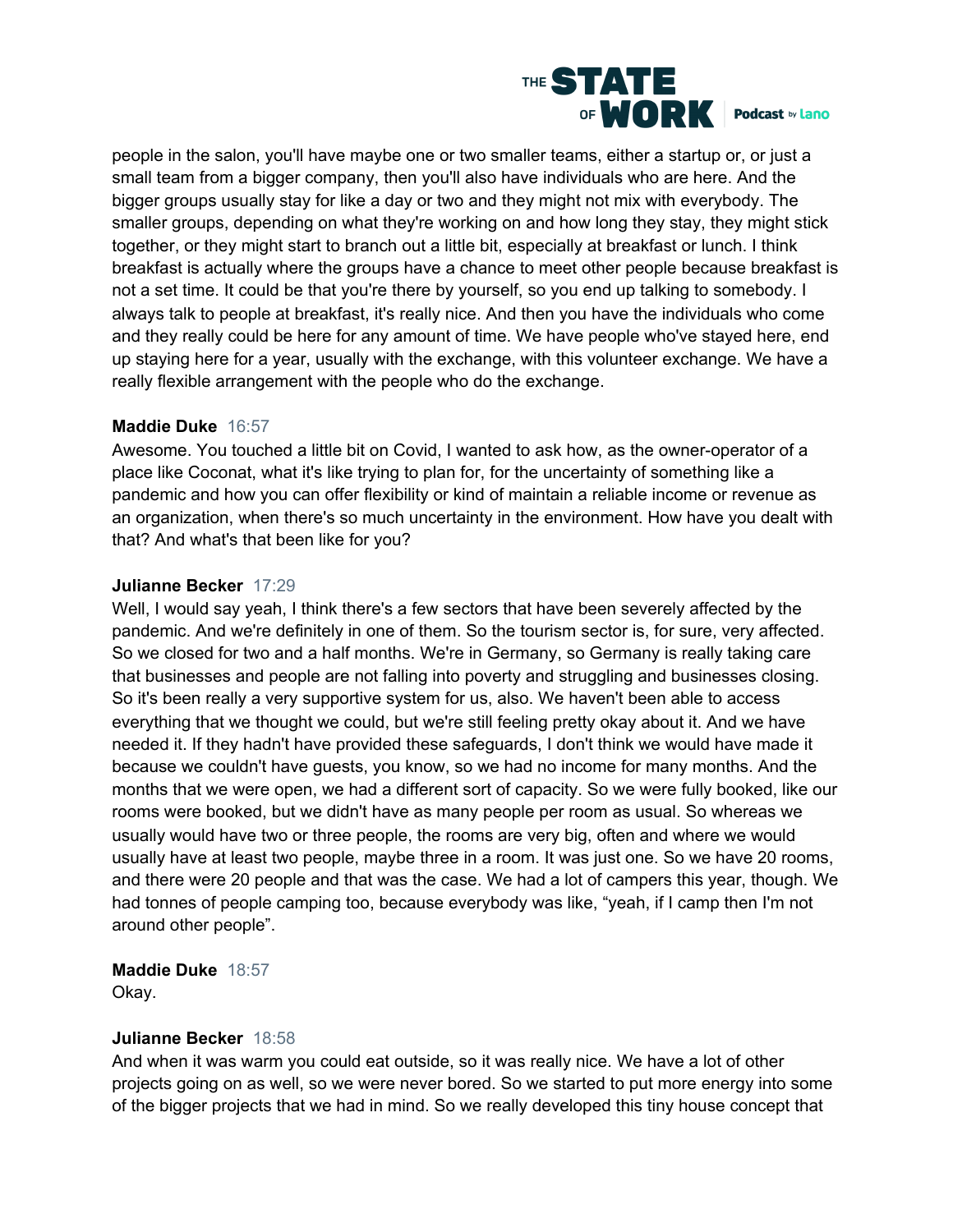people in the salon, you'll have maybe one or two smaller teams, either a startup or, or just a small team from a bigger company, then you'll also have individuals who are here. And the bigger groups usually stay for like a day or two and they might not mix with everybody. The smaller groups, depending on what they're working on and how long they stay, they might stick together, or they might start to branch out a little bit, especially at breakfast or lunch. I think breakfast is actually where the groups have a chance to meet other people because breakfast is not a set time. It could be that you're there by yourself, so you end up talking to somebody. I always talk to people at breakfast, it's really nice. And then you have the individuals who come and they really could be here for any amount of time. We have people who've stayed here, end up staying here for a year, usually with the exchange, with this volunteer exchange. We have a really flexible arrangement with the people who do the exchange.

**Maddie Duke** 16:57
Awesome. You touched a little bit on Covid, I wanted to ask how, as the owner-operator of a place like Coconat, what it's like trying to plan for, for the uncertainty of something like a pandemic and how you can offer flexibility or kind of maintain a reliable income or revenue as an organization, when there's so much uncertainty in the environment. How have you dealt with that? And what's that been like for you?

**Julianne Becker** 17:29
Well, I would say yeah, I think there's a few sectors that have been severely affected by the pandemic. And we're definitely in one of them. So the tourism sector is, for sure, very affected. So we closed for two and a half months. We're in Germany, so Germany is really taking care that businesses and people are not falling into poverty and struggling and businesses closing. So it's been really a very supportive system for us, also. We haven't been able to access everything that we thought we could, but we're still feeling pretty okay about it. And we have needed it. If they hadn't have provided these safeguards, I don't think we would have made it because we couldn't have guests, you know, so we had no income for many months. And the months that we were open, we had a different sort of capacity. So we were fully booked, like our rooms were booked, but we didn't have as many people per room as usual. So whereas we usually would have two or three people, the rooms are very big, often and where we would usually have at least two people, maybe three in a room. It was just one. So we have 20 rooms, and there were 20 people and that was the case. We had a lot of campers this year, though. We had tonnes of people camping too, because everybody was like, "yeah, if I camp then I'm not around other people".

**Maddie Duke** 18:57
Okay.

**Julianne Becker** 18:58
And when it was warm you could eat outside, so it was really nice. We have a lot of other projects going on as well, so we were never bored. So we started to put more energy into some of the bigger projects that we had in mind. So we really developed this tiny house concept that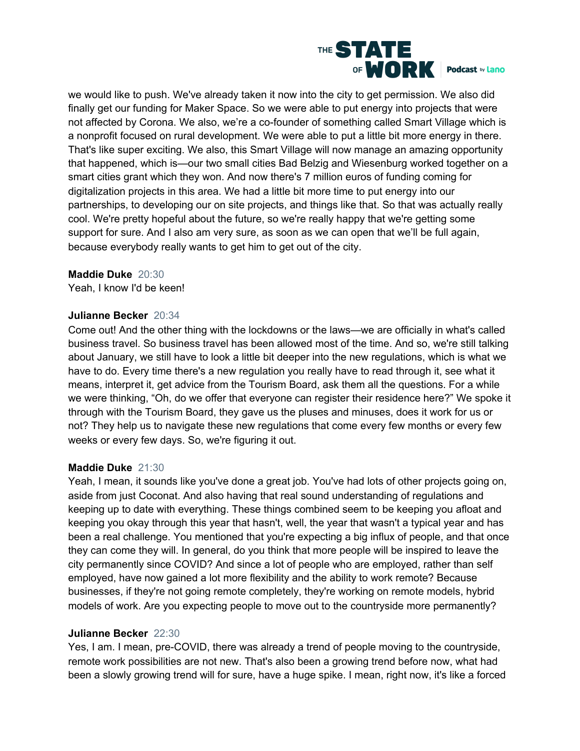we would like to push. We've already taken it now into the city to get permission. We also did finally get our funding for Maker Space. So we were able to put energy into projects that were not affected by Corona. We also, we're a co-founder of something called Smart Village which is a nonprofit focused on rural development. We were able to put a little bit more energy in there. That's like super exciting. We also, this Smart Village will now manage an amazing opportunity that happened, which is—our two small cities Bad Belzig and Wiesenburg worked together on a smart cities grant which they won. And now there's 7 million euros of funding coming for digitalization projects in this area. We had a little bit more time to put energy into our partnerships, to developing our on site projects, and things like that. So that was actually really cool. We're pretty hopeful about the future, so we're really happy that we're getting some support for sure. And I also am very sure, as soon as we can open that we'll be full again, because everybody really wants to get him to get out of the city.

**Maddie Duke** 20:30
Yeah, I know I'd be keen!

**Julianne Becker** 20:34
Come out! And the other thing with the lockdowns or the laws—we are officially in what's called business travel. So business travel has been allowed most of the time. And so, we're still talking about January, we still have to look a little bit deeper into the new regulations, which is what we have to do. Every time there's a new regulation you really have to read through it, see what it means, interpret it, get advice from the Tourism Board, ask them all the questions. For a while we were thinking, "Oh, do we offer that everyone can register their residence here?" We spoke it through with the Tourism Board, they gave us the pluses and minuses, does it work for us or not? They help us to navigate these new regulations that come every few months or every few weeks or every few days. So, we're figuring it out.

**Maddie Duke** 21:30
Yeah, I mean, it sounds like you've done a great job. You've had lots of other projects going on, aside from just Coconat. And also having that real sound understanding of regulations and keeping up to date with everything. These things combined seem to be keeping you afloat and keeping you okay through this year that hasn't, well, the year that wasn't a typical year and has been a real challenge. You mentioned that you're expecting a big influx of people, and that once they can come they will. In general, do you think that more people will be inspired to leave the city permanently since COVID? And since a lot of people who are employed, rather than self employed, have now gained a lot more flexibility and the ability to work remote? Because businesses, if they're not going remote completely, they're working on remote models, hybrid models of work. Are you expecting people to move out to the countryside more permanently?

**Julianne Becker** 22:30
Yes, I am. I mean, pre-COVID, there was already a trend of people moving to the countryside, remote work possibilities are not new. That's also been a growing trend before now, what had been a slowly growing trend will for sure, have a huge spike. I mean, right now, it's like a forced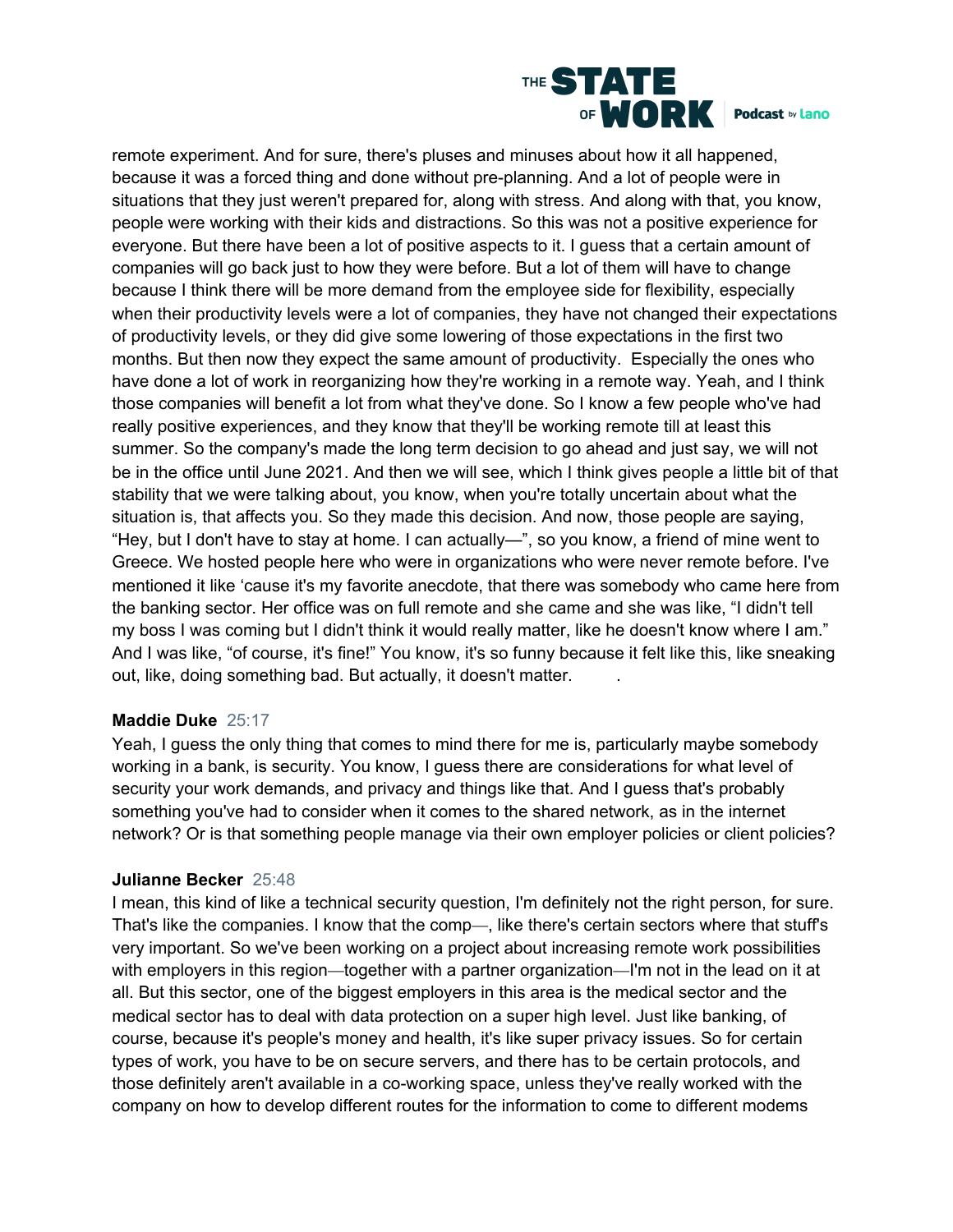remote experiment. And for sure, there's pluses and minuses about how it all happened, because it was a forced thing and done without pre-planning. And a lot of people were in situations that they just weren't prepared for, along with stress. And along with that, you know, people were working with their kids and distractions. So this was not a positive experience for everyone. But there have been a lot of positive aspects to it. I guess that a certain amount of companies will go back just to how they were before. But a lot of them will have to change because I think there will be more demand from the employee side for flexibility, especially when their productivity levels were a lot of companies, they have not changed their expectations of productivity levels, or they did give some lowering of those expectations in the first two months. But then now they expect the same amount of productivity. Especially the ones who have done a lot of work in reorganizing how they're working in a remote way. Yeah, and I think those companies will benefit a lot from what they've done. So I know a few people who've had really positive experiences, and they know that they'll be working remote till at least this summer. So the company's made the long term decision to go ahead and just say, we will not be in the office until June 2021. And then we will see, which I think gives people a little bit of that stability that we were talking about, you know, when you're totally uncertain about what the situation is, that affects you. So they made this decision. And now, those people are saying, "Hey, but I don't have to stay at home. I can actually—", so you know, a friend of mine went to Greece. We hosted people here who were in organizations who were never remote before. I've mentioned it like 'cause it's my favorite anecdote, that there was somebody who came here from the banking sector. Her office was on full remote and she came and she was like, "I didn't tell my boss I was coming but I didn't think it would really matter, like he doesn't know where I am." And I was like, "of course, it's fine!" You know, it's so funny because it felt like this, like sneaking out, like, doing something bad. But actually, it doesn't matter.

**Maddie Duke** 25:17

Yeah, I guess the only thing that comes to mind there for me is, particularly maybe somebody working in a bank, is security. You know, I guess there are considerations for what level of security your work demands, and privacy and things like that. And I guess that's probably something you've had to consider when it comes to the shared network, as in the internet network? Or is that something people manage via their own employer policies or client policies?

**Julianne Becker** 25:48

I mean, this kind of like a technical security question, I'm definitely not the right person, for sure. That's like the companies. I know that the comp—, like there's certain sectors where that stuff's very important. So we've been working on a project about increasing remote work possibilities with employers in this region—together with a partner organization—I'm not in the lead on it at all. But this sector, one of the biggest employers in this area is the medical sector and the medical sector has to deal with data protection on a super high level. Just like banking, of course, because it's people's money and health, it's like super privacy issues. So for certain types of work, you have to be on secure servers, and there has to be certain protocols, and those definitely aren't available in a co-working space, unless they've really worked with the company on how to develop different routes for the information to come to different modems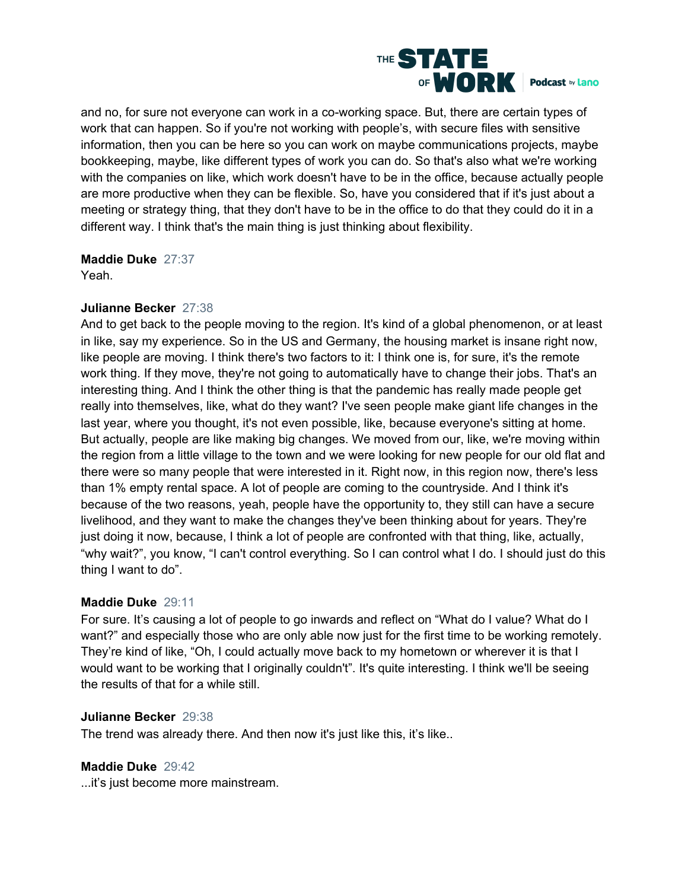and no, for sure not everyone can work in a co-working space. But, there are certain types of work that can happen. So if you're not working with people's, with secure files with sensitive information, then you can be here so you can work on maybe communications projects, maybe bookkeeping, maybe, like different types of work you can do. So that's also what we're working with the companies on like, which work doesn't have to be in the office, because actually people are more productive when they can be flexible. So, have you considered that if it's just about a meeting or strategy thing, that they don't have to be in the office to do that they could do it in a different way. I think that's the main thing is just thinking about flexibility.

**Maddie Duke** 27:37
Yeah.

**Julianne Becker** 27:38
And to get back to the people moving to the region. It's kind of a global phenomenon, or at least in like, say my experience. So in the US and Germany, the housing market is insane right now, like people are moving. I think there's two factors to it: I think one is, for sure, it's the remote work thing. If they move, they're not going to automatically have to change their jobs. That's an interesting thing. And I think the other thing is that the pandemic has really made people get really into themselves, like, what do they want? I've seen people make giant life changes in the last year, where you thought, it's not even possible, like, because everyone's sitting at home. But actually, people are like making big changes. We moved from our, like, we're moving within the region from a little village to the town and we were looking for new people for our old flat and there were so many people that were interested in it. Right now, in this region now, there's less than 1% empty rental space. A lot of people are coming to the countryside. And I think it's because of the two reasons, yeah, people have the opportunity to, they still can have a secure livelihood, and they want to make the changes they've been thinking about for years. They're just doing it now, because, I think a lot of people are confronted with that thing, like, actually, "why wait?", you know, "I can't control everything. So I can control what I do. I should just do this thing I want to do".

**Maddie Duke** 29:11
For sure. It's causing a lot of people to go inwards and reflect on "What do I value? What do I want?" and especially those who are only able now just for the first time to be working remotely. They're kind of like, "Oh, I could actually move back to my hometown or wherever it is that I would want to be working that I originally couldn't". It's quite interesting. I think we'll be seeing the results of that for a while still.

**Julianne Becker** 29:38
The trend was already there. And then now it's just like this, it's like..

**Maddie Duke** 29:42
...it's just become more mainstream.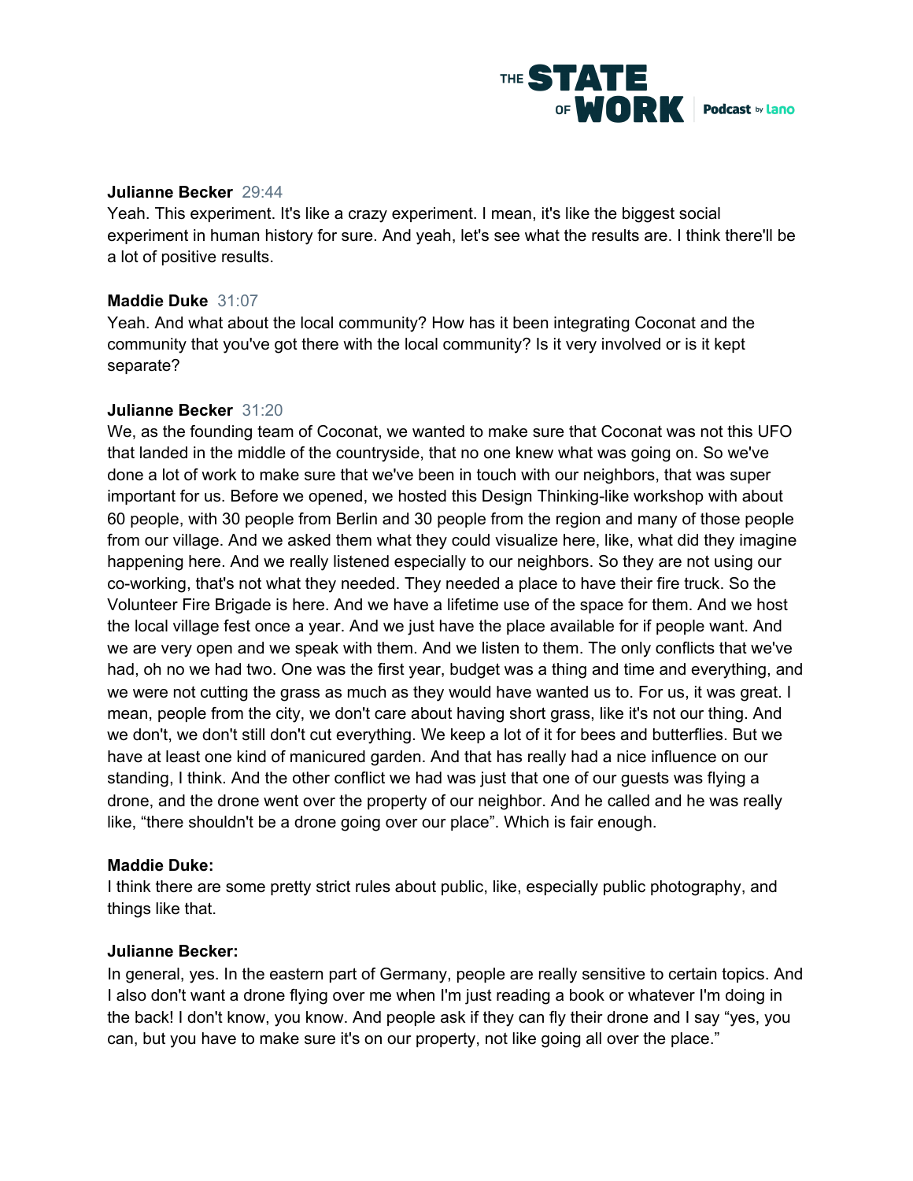**Julianne Becker** 29:44
Yeah. This experiment. It's like a crazy experiment. I mean, it's like the biggest social experiment in human history for sure. And yeah, let's see what the results are. I think there'll be a lot of positive results.

**Maddie Duke** 31:07
Yeah. And what about the local community? How has it been integrating Coconat and the community that you've got there with the local community? Is it very involved or is it kept separate?

**Julianne Becker** 31:20
We, as the founding team of Coconat, we wanted to make sure that Coconat was not this UFO that landed in the middle of the countryside, that no one knew what was going on. So we've done a lot of work to make sure that we've been in touch with our neighbors, that was super important for us. Before we opened, we hosted this Design Thinking-like workshop with about 60 people, with 30 people from Berlin and 30 people from the region and many of those people from our village. And we asked them what they could visualize here, like, what did they imagine happening here. And we really listened especially to our neighbors. So they are not using our co-working, that's not what they needed. They needed a place to have their fire truck. So the Volunteer Fire Brigade is here. And we have a lifetime use of the space for them. And we host the local village fest once a year. And we just have the place available for if people want. And we are very open and we speak with them. And we listen to them. The only conflicts that we've had, oh no we had two. One was the first year, budget was a thing and time and everything, and we were not cutting the grass as much as they would have wanted us to. For us, it was great. I mean, people from the city, we don't care about having short grass, like it's not our thing. And we don't, we don't still don't cut everything. We keep a lot of it for bees and butterflies. But we have at least one kind of manicured garden. And that has really had a nice influence on our standing, I think. And the other conflict we had was just that one of our guests was flying a drone, and the drone went over the property of our neighbor. And he called and he was really like, "there shouldn't be a drone going over our place". Which is fair enough.

**Maddie Duke:**
I think there are some pretty strict rules about public, like, especially public photography, and things like that.

**Julianne Becker:**
In general, yes. In the eastern part of Germany, people are really sensitive to certain topics. And I also don't want a drone flying over me when I'm just reading a book or whatever I'm doing in the back! I don't know, you know. And people ask if they can fly their drone and I say "yes, you can, but you have to make sure it's on our property, not like going all over the place."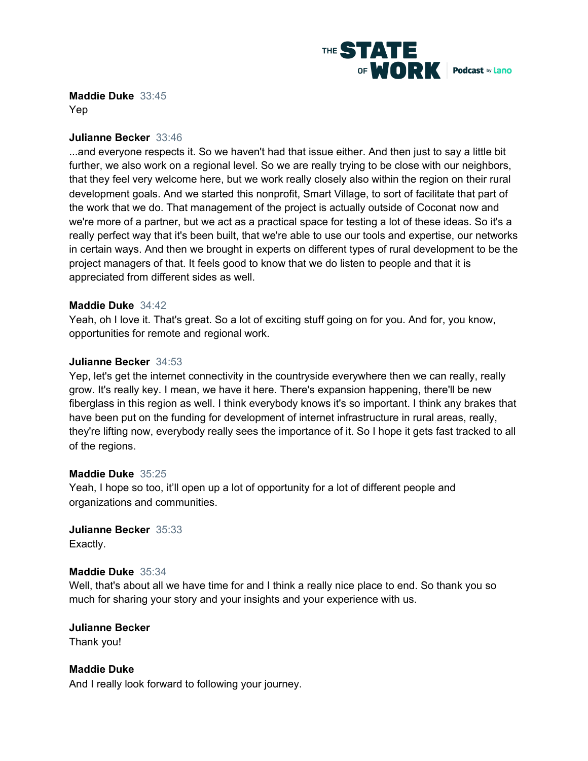**Maddie Duke** 33:45
Yep

**Julianne Becker** 33:46
...and everyone respects it. So we haven't had that issue either. And then just to say a little bit further, we also work on a regional level. So we are really trying to be close with our neighbors, that they feel very welcome here, but we work really closely also within the region on their rural development goals. And we started this nonprofit, Smart Village, to sort of facilitate that part of the work that we do. That management of the project is actually outside of Coconat now and we're more of a partner, but we act as a practical space for testing a lot of these ideas. So it's a really perfect way that it's been built, that we're able to use our tools and expertise, our networks in certain ways. And then we brought in experts on different types of rural development to be the project managers of that. It feels good to know that we do listen to people and that it is appreciated from different sides as well.

**Maddie Duke** 34:42
Yeah, oh I love it. That's great. So a lot of exciting stuff going on for you. And for, you know, opportunities for remote and regional work.

**Julianne Becker** 34:53
Yep, let's get the internet connectivity in the countryside everywhere then we can really, really grow. It's really key. I mean, we have it here. There's expansion happening, there'll be new fiberglass in this region as well. I think everybody knows it's so important. I think any brakes that have been put on the funding for development of internet infrastructure in rural areas, really, they're lifting now, everybody really sees the importance of it. So I hope it gets fast tracked to all of the regions.

**Maddie Duke** 35:25
Yeah, I hope so too, it'll open up a lot of opportunity for a lot of different people and organizations and communities.

**Julianne Becker** 35:33
Exactly.

**Maddie Duke** 35:34
Well, that's about all we have time for and I think a really nice place to end. So thank you so much for sharing your story and your insights and your experience with us.

**Julianne Becker**
Thank you!

**Maddie Duke**
And I really look forward to following your journey.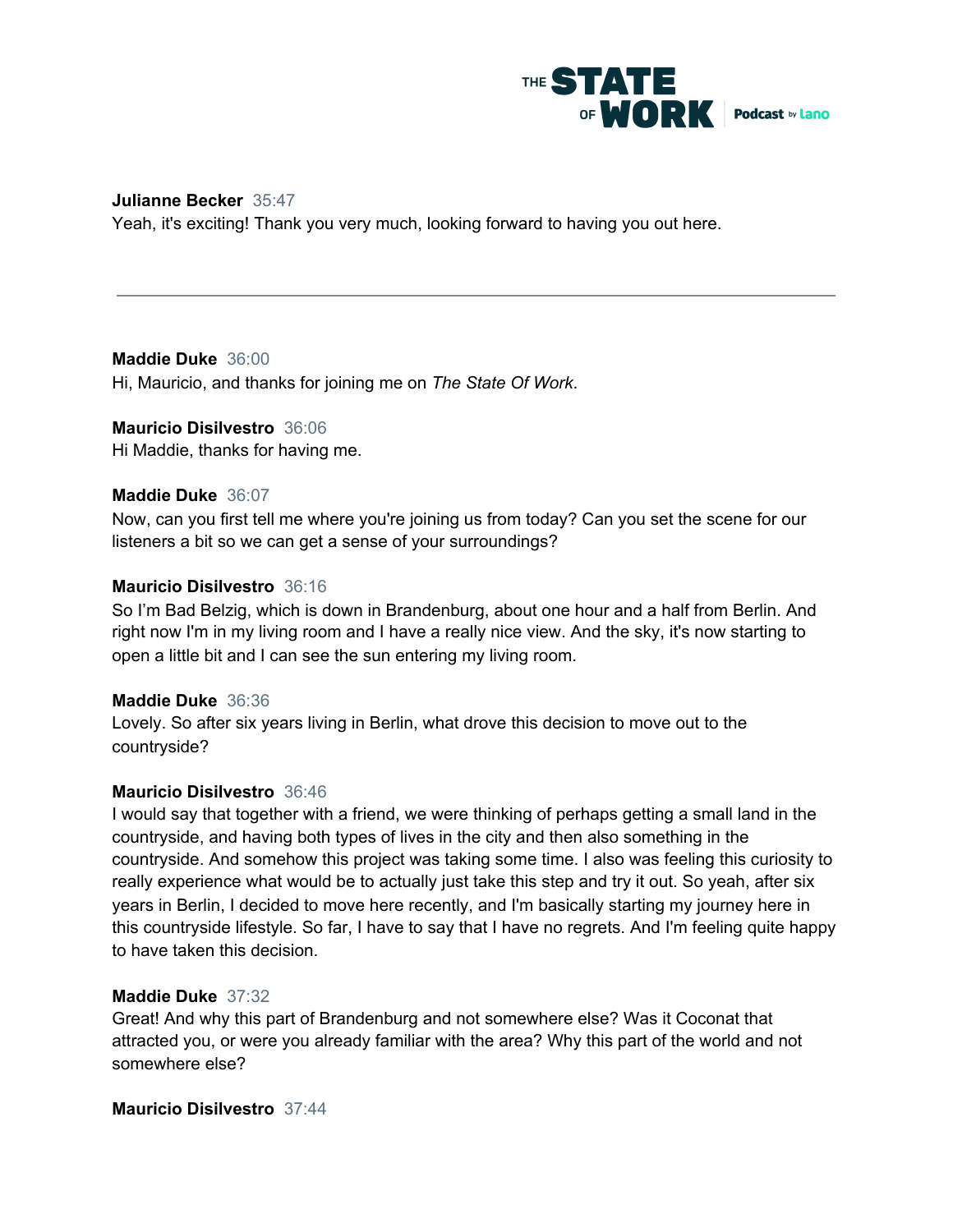**Julianne Becker** 35:47
Yeah, it's exciting! Thank you very much, looking forward to having you out here.

---

**Maddie Duke** 36:00
Hi, Mauricio, and thanks for joining me on *The State Of Work*.

**Mauricio Disilvestro** 36:06
Hi Maddie, thanks for having me.

**Maddie Duke** 36:07
Now, can you first tell me where you're joining us from today? Can you set the scene for our listeners a bit so we can get a sense of your surroundings?

**Mauricio Disilvestro** 36:16
So I'm Bad Belzig, which is down in Brandenburg, about one hour and a half from Berlin. And right now I'm in my living room and I have a really nice view. And the sky, it's now starting to open a little bit and I can see the sun entering my living room.

**Maddie Duke** 36:36
Lovely. So after six years living in Berlin, what drove this decision to move out to the countryside?

**Mauricio Disilvestro** 36:46
I would say that together with a friend, we were thinking of perhaps getting a small land in the countryside, and having both types of lives in the city and then also something in the countryside. And somehow this project was taking some time. I also was feeling this curiosity to really experience what would be to actually just take this step and try it out. So yeah, after six years in Berlin, I decided to move here recently, and I'm basically starting my journey here in this countryside lifestyle. So far, I have to say that I have no regrets. And I'm feeling quite happy to have taken this decision.

**Maddie Duke** 37:32
Great! And why this part of Brandenburg and not somewhere else? Was it Coconat that attracted you, or were you already familiar with the area? Why this part of the world and not somewhere else?

**Mauricio Disilvestro** 37:44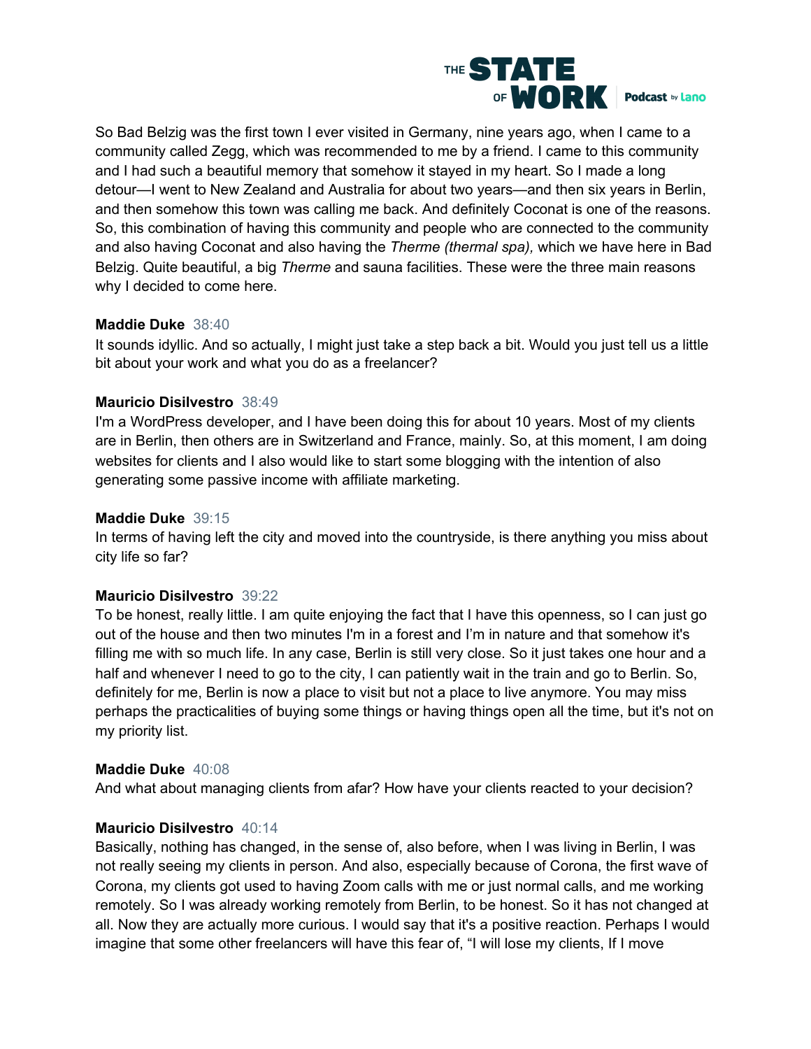So Bad Belzig was the first town I ever visited in Germany, nine years ago, when I came to a community called Zegg, which was recommended to me by a friend. I came to this community and I had such a beautiful memory that somehow it stayed in my heart. So I made a long detour—I went to New Zealand and Australia for about two years—and then six years in Berlin, and then somehow this town was calling me back. And definitely Coconat is one of the reasons. So, this combination of having this community and people who are connected to the community and also having Coconat and also having the *Therme (thermal spa),* which we have here in Bad Belzig. Quite beautiful, a big *Therme* and sauna facilities. These were the three main reasons why I decided to come here.

**Maddie Duke** 38:40
It sounds idyllic. And so actually, I might just take a step back a bit. Would you just tell us a little bit about your work and what you do as a freelancer?

**Mauricio Disilvestro** 38:49
I'm a WordPress developer, and I have been doing this for about 10 years. Most of my clients are in Berlin, then others are in Switzerland and France, mainly. So, at this moment, I am doing websites for clients and I also would like to start some blogging with the intention of also generating some passive income with affiliate marketing.

**Maddie Duke** 39:15
In terms of having left the city and moved into the countryside, is there anything you miss about city life so far?

**Mauricio Disilvestro** 39:22
To be honest, really little. I am quite enjoying the fact that I have this openness, so I can just go out of the house and then two minutes I'm in a forest and I'm in nature and that somehow it's filling me with so much life. In any case, Berlin is still very close. So it just takes one hour and a half and whenever I need to go to the city, I can patiently wait in the train and go to Berlin. So, definitely for me, Berlin is now a place to visit but not a place to live anymore. You may miss perhaps the practicalities of buying some things or having things open all the time, but it's not on my priority list.

**Maddie Duke** 40:08
And what about managing clients from afar? How have your clients reacted to your decision?

**Mauricio Disilvestro** 40:14
Basically, nothing has changed, in the sense of, also before, when I was living in Berlin, I was not really seeing my clients in person. And also, especially because of Corona, the first wave of Corona, my clients got used to having Zoom calls with me or just normal calls, and me working remotely. So I was already working remotely from Berlin, to be honest. So it has not changed at all. Now they are actually more curious. I would say that it's a positive reaction. Perhaps I would imagine that some other freelancers will have this fear of, "I will lose my clients, If I move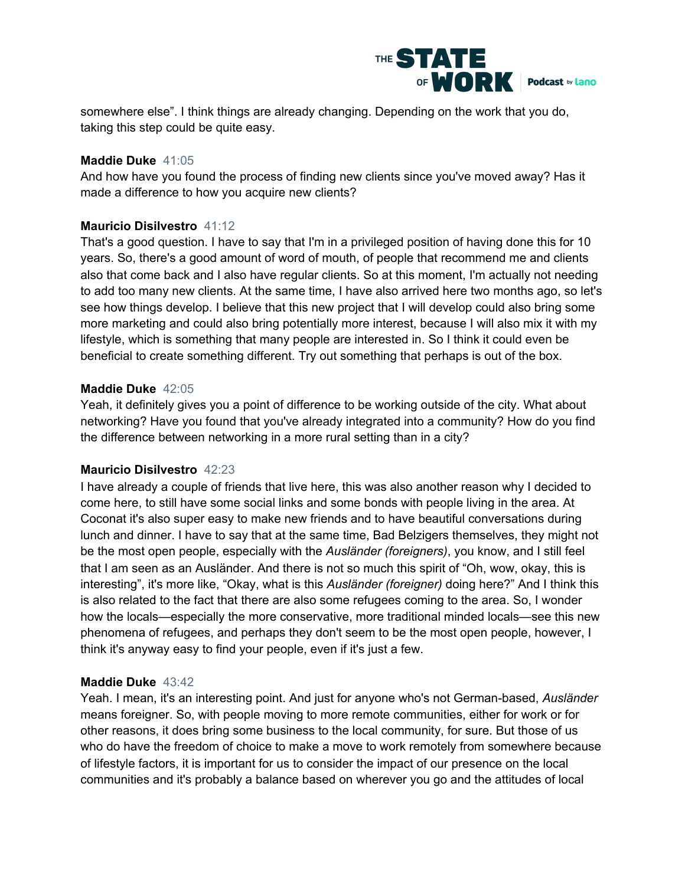somewhere else". I think things are already changing. Depending on the work that you do, taking this step could be quite easy.

**Maddie Duke** 41:05
And how have you found the process of finding new clients since you've moved away? Has it made a difference to how you acquire new clients?

**Mauricio Disilvestro** 41:12
That's a good question. I have to say that I'm in a privileged position of having done this for 10 years. So, there's a good amount of word of mouth, of people that recommend me and clients also that come back and I also have regular clients. So at this moment, I'm actually not needing to add too many new clients. At the same time, I have also arrived here two months ago, so let's see how things develop. I believe that this new project that I will develop could also bring some more marketing and could also bring potentially more interest, because I will also mix it with my lifestyle, which is something that many people are interested in. So I think it could even be beneficial to create something different. Try out something that perhaps is out of the box.

**Maddie Duke** 42:05
Yeah, it definitely gives you a point of difference to be working outside of the city. What about networking? Have you found that you've already integrated into a community? How do you find the difference between networking in a more rural setting than in a city?

**Mauricio Disilvestro** 42:23
I have already a couple of friends that live here, this was also another reason why I decided to come here, to still have some social links and some bonds with people living in the area. At Coconat it's also super easy to make new friends and to have beautiful conversations during lunch and dinner. I have to say that at the same time, Bad Belzigers themselves, they might not be the most open people, especially with the *Ausländer (foreigners)*, you know, and I still feel that I am seen as an Ausländer. And there is not so much this spirit of "Oh, wow, okay, this is interesting", it's more like, "Okay, what is this *Ausländer (foreigner)* doing here?" And I think this is also related to the fact that there are also some refugees coming to the area. So, I wonder how the locals—especially the more conservative, more traditional minded locals—see this new phenomena of refugees, and perhaps they don't seem to be the most open people, however, I think it's anyway easy to find your people, even if it's just a few.

**Maddie Duke** 43:42
Yeah. I mean, it's an interesting point. And just for anyone who's not German-based, *Ausländer* means foreigner. So, with people moving to more remote communities, either for work or for other reasons, it does bring some business to the local community, for sure. But those of us who do have the freedom of choice to make a move to work remotely from somewhere because of lifestyle factors, it is important for us to consider the impact of our presence on the local communities and it's probably a balance based on wherever you go and the attitudes of local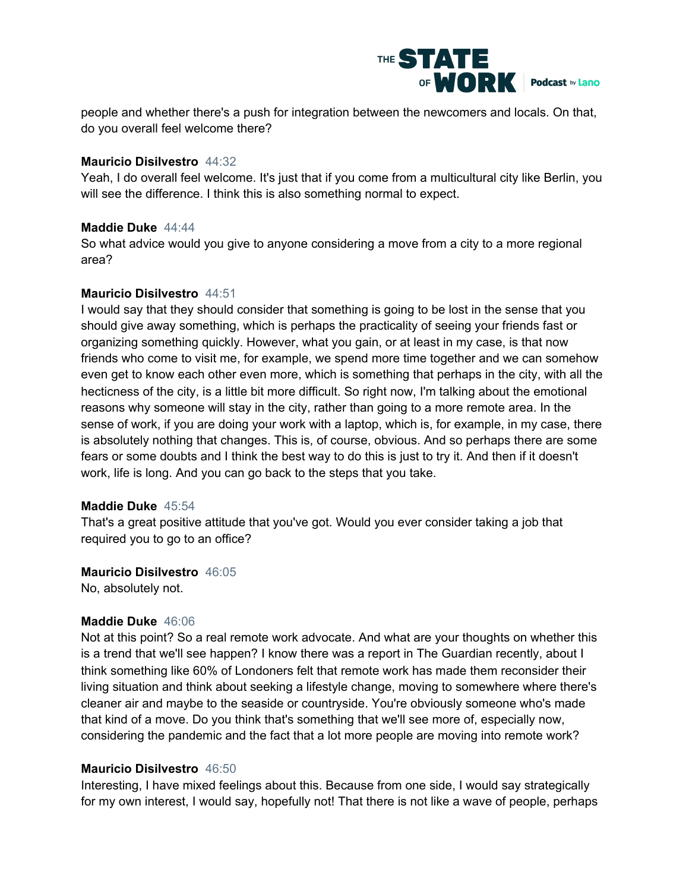people and whether there's a push for integration between the newcomers and locals. On that, do you overall feel welcome there?

**Mauricio Disilvestro** 44:32
Yeah, I do overall feel welcome. It's just that if you come from a multicultural city like Berlin, you will see the difference. I think this is also something normal to expect.

**Maddie Duke** 44:44
So what advice would you give to anyone considering a move from a city to a more regional area?

**Mauricio Disilvestro** 44:51
I would say that they should consider that something is going to be lost in the sense that you should give away something, which is perhaps the practicality of seeing your friends fast or organizing something quickly. However, what you gain, or at least in my case, is that now friends who come to visit me, for example, we spend more time together and we can somehow even get to know each other even more, which is something that perhaps in the city, with all the hecticness of the city, is a little bit more difficult. So right now, I'm talking about the emotional reasons why someone will stay in the city, rather than going to a more remote area. In the sense of work, if you are doing your work with a laptop, which is, for example, in my case, there is absolutely nothing that changes. This is, of course, obvious. And so perhaps there are some fears or some doubts and I think the best way to do this is just to try it. And then if it doesn't work, life is long. And you can go back to the steps that you take.

**Maddie Duke** 45:54
That's a great positive attitude that you've got. Would you ever consider taking a job that required you to go to an office?

**Mauricio Disilvestro** 46:05
No, absolutely not.

**Maddie Duke** 46:06
Not at this point? So a real remote work advocate. And what are your thoughts on whether this is a trend that we'll see happen? I know there was a report in The Guardian recently, about I think something like 60% of Londoners felt that remote work has made them reconsider their living situation and think about seeking a lifestyle change, moving to somewhere where there's cleaner air and maybe to the seaside or countryside. You're obviously someone who's made that kind of a move. Do you think that's something that we'll see more of, especially now, considering the pandemic and the fact that a lot more people are moving into remote work?

**Mauricio Disilvestro** 46:50
Interesting, I have mixed feelings about this. Because from one side, I would say strategically for my own interest, I would say, hopefully not! That there is not like a wave of people, perhaps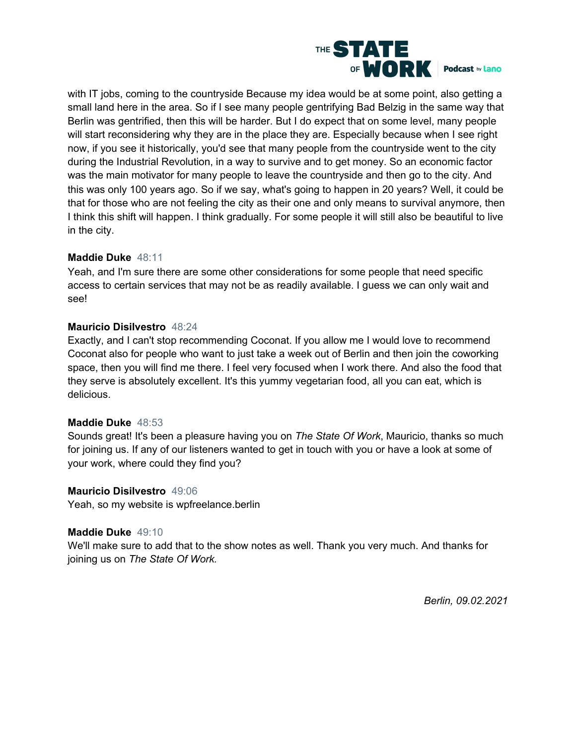with IT jobs, coming to the countryside Because my idea would be at some point, also getting a small land here in the area. So if I see many people gentrifying Bad Belzig in the same way that Berlin was gentrified, then this will be harder. But I do expect that on some level, many people will start reconsidering why they are in the place they are. Especially because when I see right now, if you see it historically, you'd see that many people from the countryside went to the city during the Industrial Revolution, in a way to survive and to get money. So an economic factor was the main motivator for many people to leave the countryside and then go to the city. And this was only 100 years ago. So if we say, what's going to happen in 20 years? Well, it could be that for those who are not feeling the city as their one and only means to survival anymore, then I think this shift will happen. I think gradually. For some people it will still also be beautiful to live in the city.

**Maddie Duke** 48:11
Yeah, and I'm sure there are some other considerations for some people that need specific access to certain services that may not be as readily available. I guess we can only wait and see!

**Mauricio Disilvestro** 48:24
Exactly, and I can't stop recommending Coconat. If you allow me I would love to recommend Coconat also for people who want to just take a week out of Berlin and then join the coworking space, then you will find me there. I feel very focused when I work there. And also the food that they serve is absolutely excellent. It's this yummy vegetarian food, all you can eat, which is delicious.

**Maddie Duke** 48:53
Sounds great! It's been a pleasure having you on *The State Of Work*, Mauricio, thanks so much for joining us. If any of our listeners wanted to get in touch with you or have a look at some of your work, where could they find you?

**Mauricio Disilvestro** 49:06
Yeah, so my website is wpfreelance.berlin

**Maddie Duke** 49:10
We'll make sure to add that to the show notes as well. Thank you very much. And thanks for joining us on *The State Of Work.*

*Berlin, 09.02.2021*